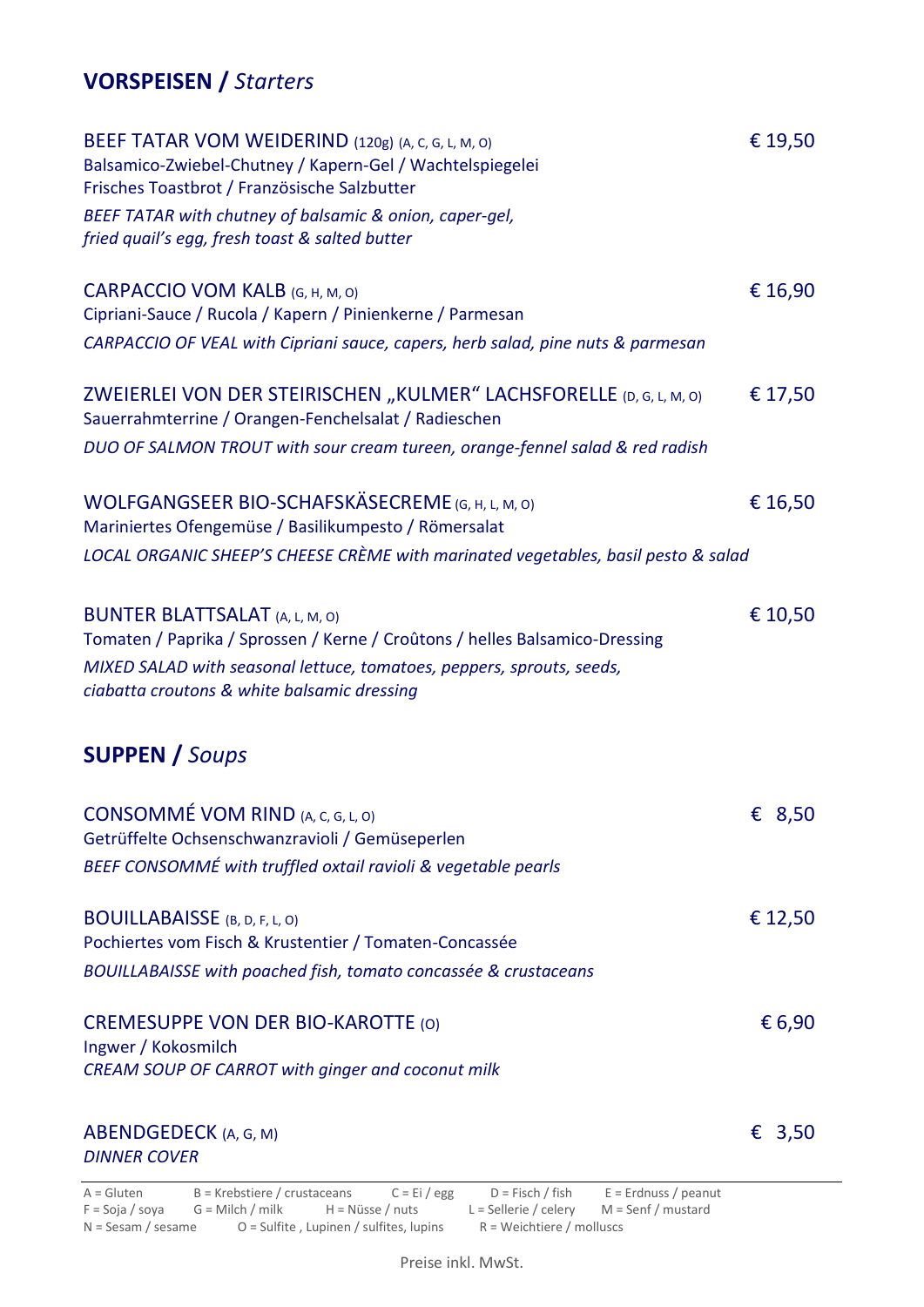## **VORSPEISEN /** *Starters*

BEEF TATAR VOM WEIDERIND (120g) (A, C, G, L, M, O) — € 19,50
Balsamico-Zwiebel-Chutney / Kapern-Gel / Wachtelspiegelei
Frisches Toastbrot / Französische Salzbutter
*BEEF TATAR with chutney of balsamic & onion, caper-gel,*
*fried quail's egg, fresh toast & salted butter*

CARPACCIO VOM KALB (G, H, M, O) — € 16,90
Cipriani-Sauce / Rucola / Kapern / Pinienkerne / Parmesan
*CARPACCIO OF VEAL with Cipriani sauce, capers, herb salad, pine nuts & parmesan*

ZWEIERLEI VON DER STEIRISCHEN „KULMER" LACHSFORELLE (D, G, L, M, O) — € 17,50
Sauerrahmterrine / Orangen-Fenchelsalat / Radieschen
*DUO OF SALMON TROUT with sour cream tureen, orange-fennel salad & red radish*

WOLFGANGSEER BIO-SCHAFSKÄSECREME (G, H, L, M, O) — € 16,50
Mariniertes Ofengemüse / Basilikumpesto / Römersalat
*LOCAL ORGANIC SHEEP'S CHEESE CRÈME with marinated vegetables, basil pesto & salad*

BUNTER BLATTSALAT (A, L, M, O) — € 10,50
Tomaten / Paprika / Sprossen / Kerne / Croûtons / helles Balsamico-Dressing
*MIXED SALAD with seasonal lettuce, tomatoes, peppers, sprouts, seeds,*
*ciabatta croutons & white balsamic dressing*

## **SUPPEN /** *Soups*

CONSOMMÉ VOM RIND (A, C, G, L, O) — € 8,50
Getrüffelte Ochsenschwanzravioli / Gemüseperlen
*BEEF CONSOMMÉ with truffled oxtail ravioli & vegetable pearls*

BOUILLABAISSE (B, D, F, L, O) — € 12,50
Pochiertes vom Fisch & Krustentier / Tomaten-Concassée
*BOUILLABAISSE with poached fish, tomato concassée & crustaceans*

CREMESUPPE VON DER BIO-KAROTTE (O) — € 6,90
Ingwer / Kokosmilch
*CREAM SOUP OF CARROT with ginger and coconut milk*

ABENDGEDECK (A, G, M) — € 3,50
*DINNER COVER*

A = Gluten  B = Krebstiere / crustaceans  C = Ei / egg  D = Fisch / fish  E = Erdnuss / peanut
F = Soja / soya  G = Milch / milk  H = Nüsse / nuts  L = Sellerie / celery  M = Senf / mustard
N = Sesam / sesame  O = Sulfite , Lupinen / sulfites, lupins  R = Weichtiere / molluscs

Preise inkl. MwSt.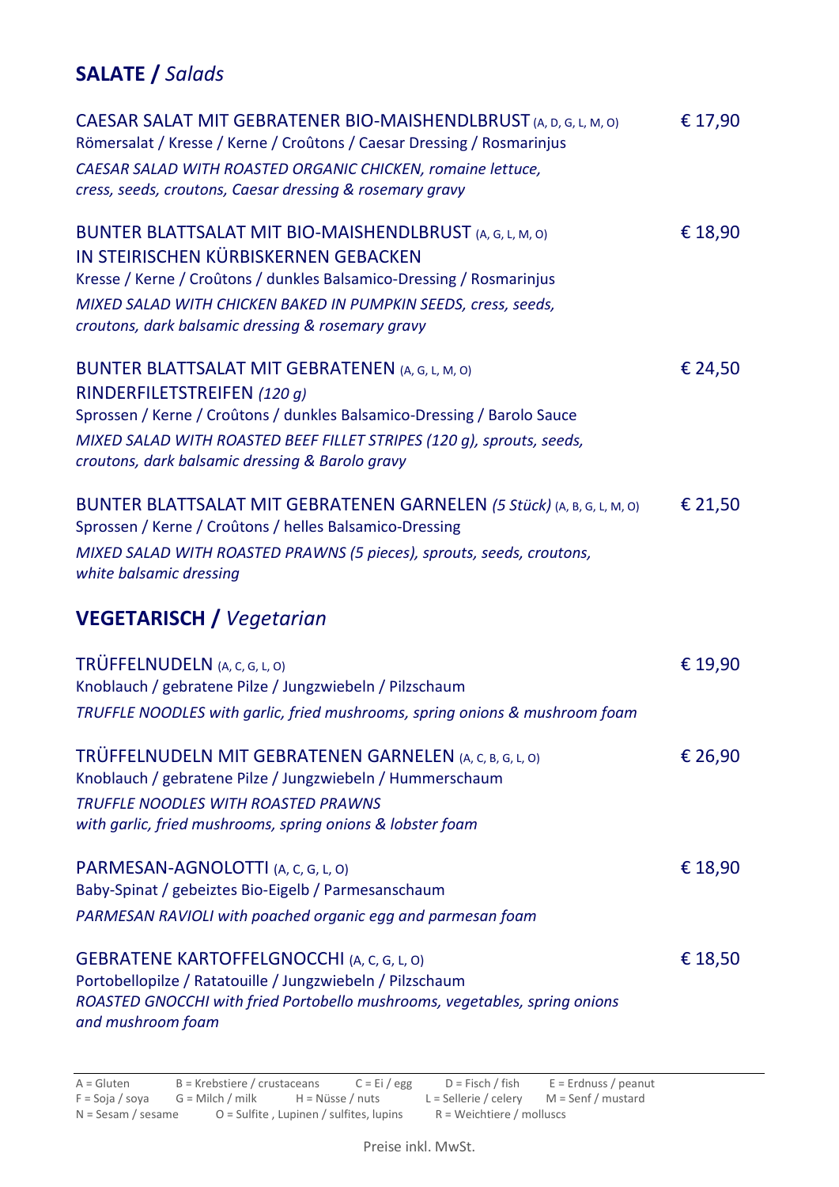## **SALATE /** *Salads*

**CAESAR SALAT MIT GEBRATENER BIO-MAISHENDLBRUST** (A, D, G, L, M, O) — € 17,90
Römersalat / Kresse / Kerne / Croûtons / Caesar Dressing / Rosmarinjus
*CAESAR SALAD WITH ROASTED ORGANIC CHICKEN, romaine lettuce, cress, seeds, croutons, Caesar dressing & rosemary gravy*

**BUNTER BLATTSALAT MIT BIO-MAISHENDLBRUST** (A, G, L, M, O) **IN STEIRISCHEN KÜRBISKERNEN GEBACKEN** — € 18,90
Kresse / Kerne / Croûtons / dunkles Balsamico-Dressing / Rosmarinjus
*MIXED SALAD WITH CHICKEN BAKED IN PUMPKIN SEEDS, cress, seeds, croutons, dark balsamic dressing & rosemary gravy*

**BUNTER BLATTSALAT MIT GEBRATENEN** (A, G, L, M, O) **RINDERFILETSTREIFEN** *(120 g)* — € 24,50
Sprossen / Kerne / Croûtons / dunkles Balsamico-Dressing / Barolo Sauce
*MIXED SALAD WITH ROASTED BEEF FILLET STRIPES (120 g), sprouts, seeds, croutons, dark balsamic dressing & Barolo gravy*

**BUNTER BLATTSALAT MIT GEBRATENEN GARNELEN** *(5 Stück)* (A, B, G, L, M, O) — € 21,50
Sprossen / Kerne / Croûtons / helles Balsamico-Dressing
*MIXED SALAD WITH ROASTED PRAWNS (5 pieces), sprouts, seeds, croutons, white balsamic dressing*

## **VEGETARISCH /** *Vegetarian*

**TRÜFFELNUDELN** (A, C, G, L, O) — € 19,90
Knoblauch / gebratene Pilze / Jungzwiebeln / Pilzschaum
*TRUFFLE NOODLES with garlic, fried mushrooms, spring onions & mushroom foam*

**TRÜFFELNUDELN MIT GEBRATENEN GARNELEN** (A, C, B, G, L, O) — € 26,90
Knoblauch / gebratene Pilze / Jungzwiebeln / Hummerschaum
*TRUFFLE NOODLES WITH ROASTED PRAWNS with garlic, fried mushrooms, spring onions & lobster foam*

**PARMESAN-AGNOLOTTI** (A, C, G, L, O) — € 18,90
Baby-Spinat / gebeiztes Bio-Eigelb / Parmesanschaum
*PARMESAN RAVIOLI with poached organic egg and parmesan foam*

**GEBRATENE KARTOFFELGNOCCHI** (A, C, G, L, O) — € 18,50
Portobellopilze / Ratatouille / Jungzwiebeln / Pilzschaum
*ROASTED GNOCCHI with fried Portobello mushrooms, vegetables, spring onions and mushroom foam*

---

A = Gluten B = Krebstiere / crustaceans C = Ei / egg D = Fisch / fish E = Erdnuss / peanut
F = Soja / soya G = Milch / milk H = Nüsse / nuts L = Sellerie / celery M = Senf / mustard
N = Sesam / sesame O = Sulfite , Lupinen / sulfites, lupins R = Weichtiere / molluscs

Preise inkl. MwSt.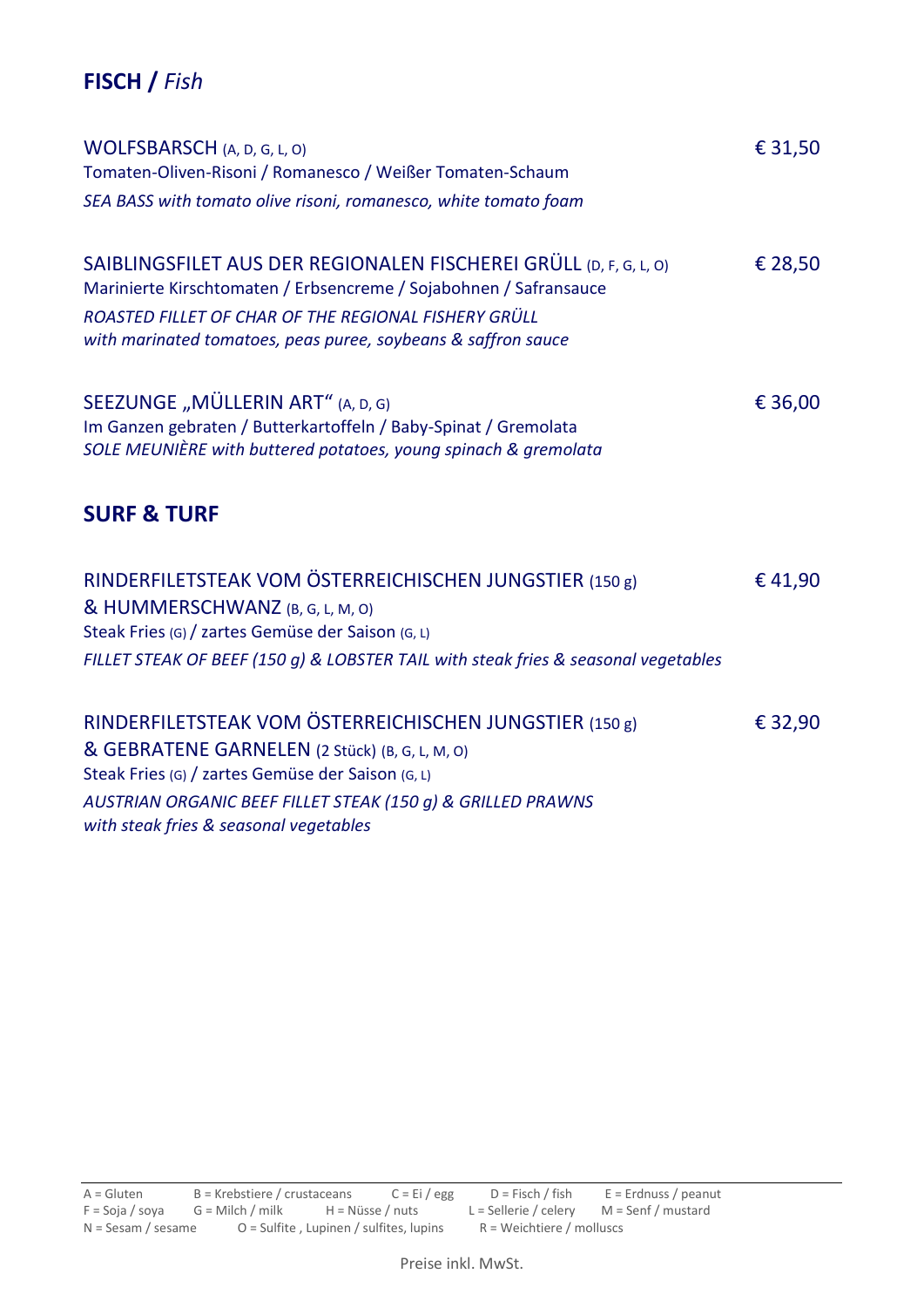## **FISCH /** *Fish*

WOLFSBARSCH (A, D, G, L, O) € 31,50
Tomaten-Oliven-Risoni / Romanesco / Weißer Tomaten-Schaum
*SEA BASS with tomato olive risoni, romanesco, white tomato foam*

SAIBLINGSFILET AUS DER REGIONALEN FISCHEREI GRÜLL (D, F, G, L, O) € 28,50
Marinierte Kirschtomaten / Erbsencreme / Sojabohnen / Safransauce
*ROASTED FILLET OF CHAR OF THE REGIONAL FISHERY GRÜLL*
*with marinated tomatoes, peas puree, soybeans & saffron sauce*

SEEZUNGE „MÜLLERIN ART" (A, D, G) € 36,00
Im Ganzen gebraten / Butterkartoffeln / Baby-Spinat / Gremolata
*SOLE MEUNIÈRE with buttered potatoes, young spinach & gremolata*

## **SURF & TURF**

RINDERFILETSTEAK VOM ÖSTERREICHISCHEN JUNGSTIER (150 g) € 41,90
& HUMMERSCHWANZ (B, G, L, M, O)
Steak Fries (G) / zartes Gemüse der Saison (G, L)
*FILLET STEAK OF BEEF (150 g) & LOBSTER TAIL with steak fries & seasonal vegetables*

RINDERFILETSTEAK VOM ÖSTERREICHISCHEN JUNGSTIER (150 g) € 32,90
& GEBRATENE GARNELEN (2 Stück) (B, G, L, M, O)
Steak Fries (G) / zartes Gemüse der Saison (G, L)
*AUSTRIAN ORGANIC BEEF FILLET STEAK (150 g) & GRILLED PRAWNS*
*with steak fries & seasonal vegetables*

---

A = Gluten B = Krebstiere / crustaceans C = Ei / egg D = Fisch / fish E = Erdnuss / peanut
F = Soja / soya G = Milch / milk H = Nüsse / nuts L = Sellerie / celery M = Senf / mustard
N = Sesam / sesame O = Sulfite , Lupinen / sulfites, lupins R = Weichtiere / molluscs

Preise inkl. MwSt.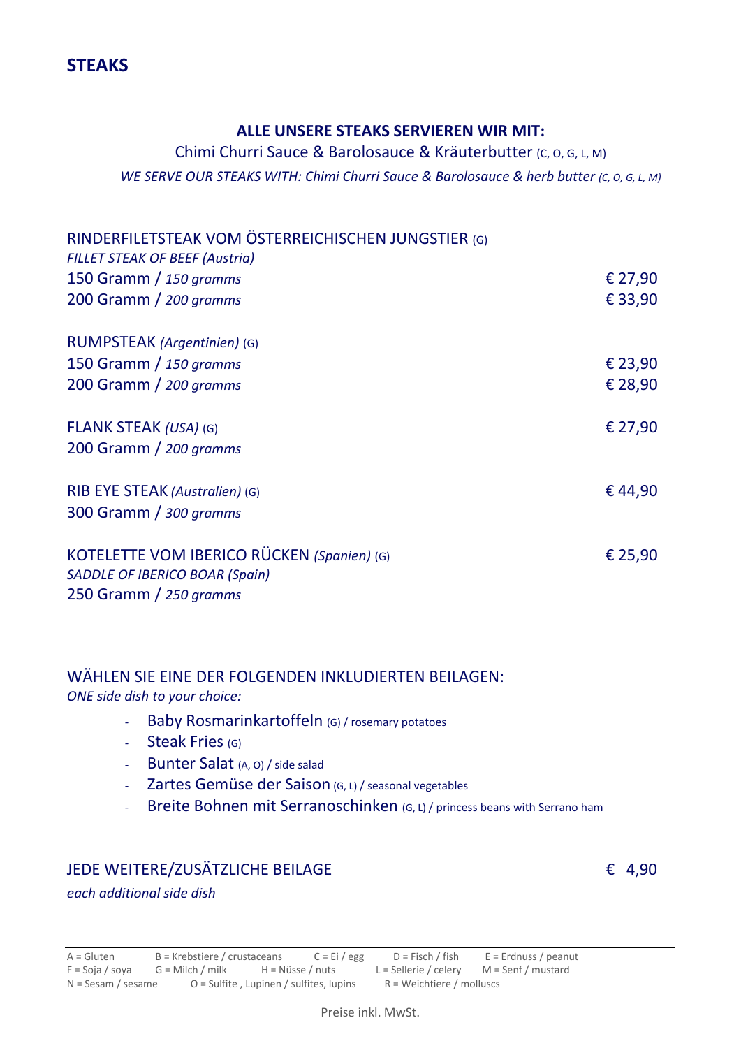# STEAKS

**ALLE UNSERE STEAKS SERVIEREN WIR MIT:**

Chimi Churri Sauce & Barolosauce & Kräuterbutter (C, O, G, L, M)

*WE SERVE OUR STEAKS WITH: Chimi Churri Sauce & Barolosauce & herb butter (C, O, G, L, M)*

RINDERFILETSTEAK VOM ÖSTERREICHISCHEN JUNGSTIER (G)
*FILLET STEAK OF BEEF (Austria)*

| | |
|---|---|
| 150 Gramm / *150 gramms* | € 27,90 |
| 200 Gramm / *200 gramms* | € 33,90 |

RUMPSTEAK *(Argentinien)* (G)

| | |
|---|---|
| 150 Gramm / *150 gramms* | € 23,90 |
| 200 Gramm / *200 gramms* | € 28,90 |

FLANK STEAK *(USA)* (G) — € 27,90
200 Gramm / *200 gramms*

RIB EYE STEAK *(Australien)* (G) — € 44,90
300 Gramm / *300 gramms*

KOTELETTE VOM IBERICO RÜCKEN *(Spanien)* (G) — € 25,90
*SADDLE OF IBERICO BOAR (Spain)*
250 Gramm / *250 gramms*

WÄHLEN SIE EINE DER FOLGENDEN INKLUDIERTEN BEILAGEN:
*ONE side dish to your choice:*

- Baby Rosmarinkartoffeln (G) / rosemary potatoes
- Steak Fries (G)
- Bunter Salat (A, O) / side salad
- Zartes Gemüse der Saison (G, L) / seasonal vegetables
- Breite Bohnen mit Serranoschinken (G, L) / princess beans with Serrano ham

JEDE WEITERE/ZUSÄTZLICHE BEILAGE — € 4,90
*each additional side dish*

A = Gluten B = Krebstiere / crustaceans C = Ei / egg D = Fisch / fish E = Erdnuss / peanut
F = Soja / soya G = Milch / milk H = Nüsse / nuts L = Sellerie / celery M = Senf / mustard
N = Sesam / sesame O = Sulfite , Lupinen / sulfites, lupins R = Weichtiere / molluscs

Preise inkl. MwSt.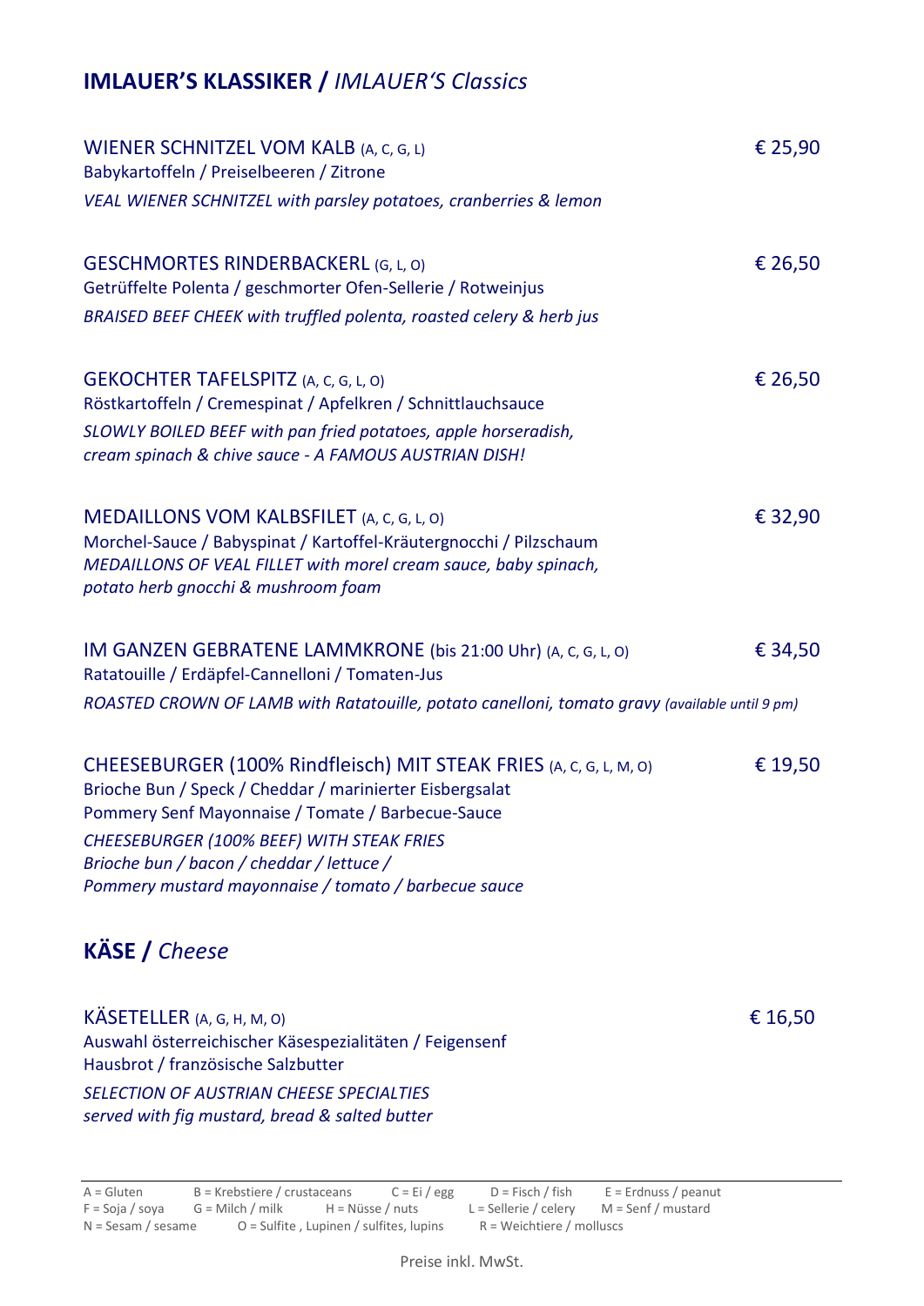## **IMLAUER'S KLASSIKER /** *IMLAUER'S Classics*

WIENER SCHNITZEL VOM KALB (A, C, G, L) — € 25,90
Babykartoffeln / Preiselbeeren / Zitrone
*VEAL WIENER SCHNITZEL with parsley potatoes, cranberries & lemon*

GESCHMORTES RINDERBACKERL (G, L, O) — € 26,50
Getrüffelte Polenta / geschmorter Ofen-Sellerie / Rotweinjus
*BRAISED BEEF CHEEK with truffled polenta, roasted celery & herb jus*

GEKOCHTER TAFELSPITZ (A, C, G, L, O) — € 26,50
Röstkartoffeln / Cremespinat / Apfelkren / Schnittlauchsauce
*SLOWLY BOILED BEEF with pan fried potatoes, apple horseradish, cream spinach & chive sauce - A FAMOUS AUSTRIAN DISH!*

MEDAILLONS VOM KALBSFILET (A, C, G, L, O) — € 32,90
Morchel-Sauce / Babyspinat / Kartoffel-Kräutergnocchi / Pilzschaum
*MEDAILLONS OF VEAL FILLET with morel cream sauce, baby spinach, potato herb gnocchi & mushroom foam*

IM GANZEN GEBRATENE LAMMKRONE (bis 21:00 Uhr) (A, C, G, L, O) — € 34,50
Ratatouille / Erdäpfel-Cannelloni / Tomaten-Jus
*ROASTED CROWN OF LAMB with Ratatouille, potato canelloni, tomato gravy (available until 9 pm)*

CHEESEBURGER (100% Rindfleisch) MIT STEAK FRIES (A, C, G, L, M, O) — € 19,50
Brioche Bun / Speck / Cheddar / marinierter Eisbergsalat
Pommery Senf Mayonnaise / Tomate / Barbecue-Sauce
*CHEESEBURGER (100% BEEF) WITH STEAK FRIES*
*Brioche bun / bacon / cheddar / lettuce /*
*Pommery mustard mayonnaise / tomato / barbecue sauce*

## **KÄSE /** *Cheese*

KÄSETELLER (A, G, H, M, O) — € 16,50
Auswahl österreichischer Käsespezialitäten / Feigensenf
Hausbrot / französische Salzbutter
*SELECTION OF AUSTRIAN CHEESE SPECIALTIES*
*served with fig mustard, bread & salted butter*

---

A = Gluten B = Krebstiere / crustaceans C = Ei / egg D = Fisch / fish E = Erdnuss / peanut
F = Soja / soya G = Milch / milk H = Nüsse / nuts L = Sellerie / celery M = Senf / mustard
N = Sesam / sesame O = Sulfite , Lupinen / sulfites, lupins R = Weichtiere / molluscs

Preise inkl. MwSt.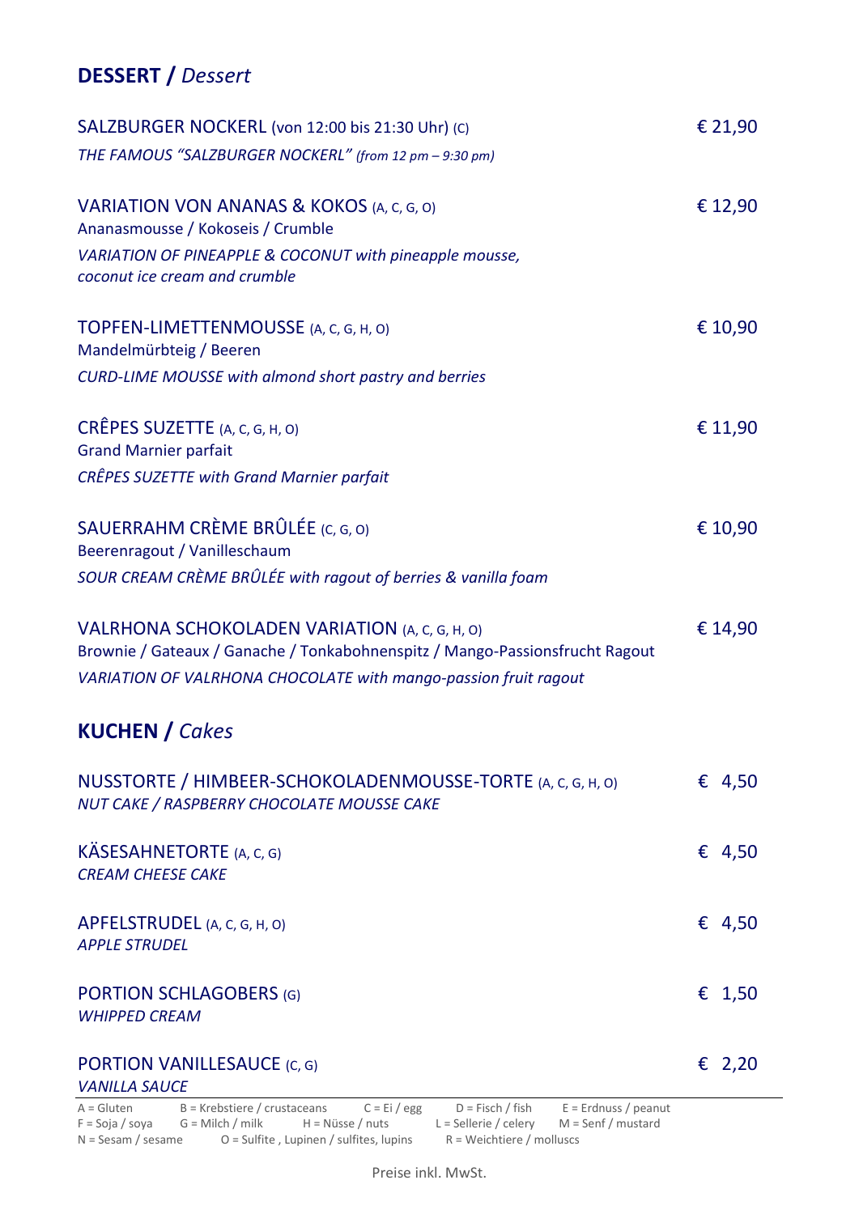## **DESSERT /** *Dessert*

SALZBURGER NOCKERL (von 12:00 bis 21:30 Uhr) (C) — € 21,90
*THE FAMOUS "SALZBURGER NOCKERL" (from 12 pm – 9:30 pm)*

VARIATION VON ANANAS & KOKOS (A, C, G, O) — € 12,90
Ananasmousse / Kokoseis / Crumble
*VARIATION OF PINEAPPLE & COCONUT with pineapple mousse, coconut ice cream and crumble*

TOPFEN-LIMETTENMOUSSE (A, C, G, H, O) — € 10,90
Mandelmürbteig / Beeren
*CURD-LIME MOUSSE with almond short pastry and berries*

CRÊPES SUZETTE (A, C, G, H, O) — € 11,90
Grand Marnier parfait
*CRÊPES SUZETTE with Grand Marnier parfait*

SAUERRAHM CRÈME BRÛLÉE (C, G, O) — € 10,90
Beerenragout / Vanilleschaum
*SOUR CREAM CRÈME BRÛLÉE with ragout of berries & vanilla foam*

VALRHONA SCHOKOLADEN VARIATION (A, C, G, H, O) — € 14,90
Brownie / Gateaux / Ganache / Tonkabohnenspitz / Mango-Passionsfrucht Ragout
*VARIATION OF VALRHONA CHOCOLATE with mango-passion fruit ragout*

## **KUCHEN /** *Cakes*

NUSSTORTE / HIMBEER-SCHOKOLADENMOUSSE-TORTE (A, C, G, H, O) — € 4,50
*NUT CAKE / RASPBERRY CHOCOLATE MOUSSE CAKE*

KÄSESAHNETORTE (A, C, G) — € 4,50
*CREAM CHEESE CAKE*

APFELSTRUDEL (A, C, G, H, O) — € 4,50
*APPLE STRUDEL*

PORTION SCHLAGOBERS (G) — € 1,50
*WHIPPED CREAM*

PORTION VANILLESAUCE (C, G) — € 2,20
*VANILLA SAUCE*

A = Gluten B = Krebstiere / crustaceans C = Ei / egg D = Fisch / fish E = Erdnuss / peanut
F = Soja / soya G = Milch / milk H = Nüsse / nuts L = Sellerie / celery M = Senf / mustard
N = Sesam / sesame O = Sulfite , Lupinen / sulfites, lupins R = Weichtiere / molluscs

Preise inkl. MwSt.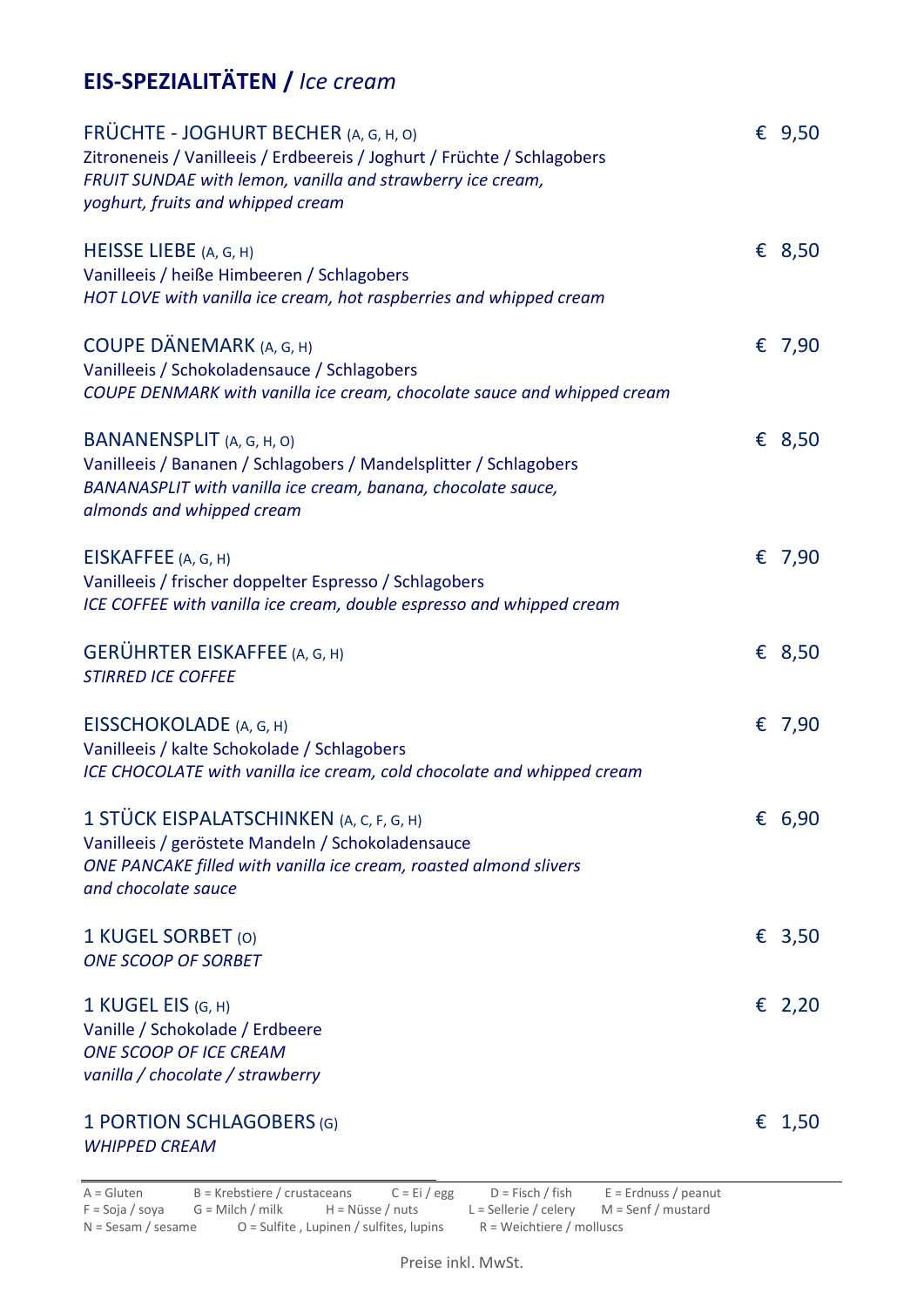## EIS-SPEZIALITÄTEN / *Ice cream*

FRÜCHTE - JOGHURT BECHER (A, G, H, O) — € 9,50
Zitroneneis / Vanilleeis / Erdbeereis / Joghurt / Früchte / Schlagobers
*FRUIT SUNDAE with lemon, vanilla and strawberry ice cream, yoghurt, fruits and whipped cream*

HEISSE LIEBE (A, G, H) — € 8,50
Vanilleeis / heiße Himbeeren / Schlagobers
*HOT LOVE with vanilla ice cream, hot raspberries and whipped cream*

COUPE DÄNEMARK (A, G, H) — € 7,90
Vanilleeis / Schokoladensauce / Schlagobers
*COUPE DENMARK with vanilla ice cream, chocolate sauce and whipped cream*

BANANENSPLIT (A, G, H, O) — € 8,50
Vanilleeis / Bananen / Schlagobers / Mandelsplitter / Schlagobers
*BANANASPLIT with vanilla ice cream, banana, chocolate sauce, almonds and whipped cream*

EISKAFFEE (A, G, H) — € 7,90
Vanilleeis / frischer doppelter Espresso / Schlagobers
*ICE COFFEE with vanilla ice cream, double espresso and whipped cream*

GERÜHRTER EISKAFFEE (A, G, H) — € 8,50
*STIRRED ICE COFFEE*

EISSCHOKOLADE (A, G, H) — € 7,90
Vanilleeis / kalte Schokolade / Schlagobers
*ICE CHOCOLATE with vanilla ice cream, cold chocolate and whipped cream*

1 STÜCK EISPALATSCHINKEN (A, C, F, G, H) — € 6,90
Vanilleeis / geröstete Mandeln / Schokoladensauce
*ONE PANCAKE filled with vanilla ice cream, roasted almond slivers and chocolate sauce*

1 KUGEL SORBET (O) — € 3,50
*ONE SCOOP OF SORBET*

1 KUGEL EIS (G, H) — € 2,20
Vanille / Schokolade / Erdbeere
*ONE SCOOP OF ICE CREAM*
*vanilla / chocolate / strawberry*

1 PORTION SCHLAGOBERS (G) — € 1,50
*WHIPPED CREAM*

---

A = Gluten    B = Krebstiere / crustaceans    C = Ei / egg    D = Fisch / fish    E = Erdnuss / peanut
F = Soja / soya    G = Milch / milk    H = Nüsse / nuts    L = Sellerie / celery    M = Senf / mustard
N = Sesam / sesame    O = Sulfite , Lupinen / sulfites, lupins    R = Weichtiere / molluscs

Preise inkl. MwSt.